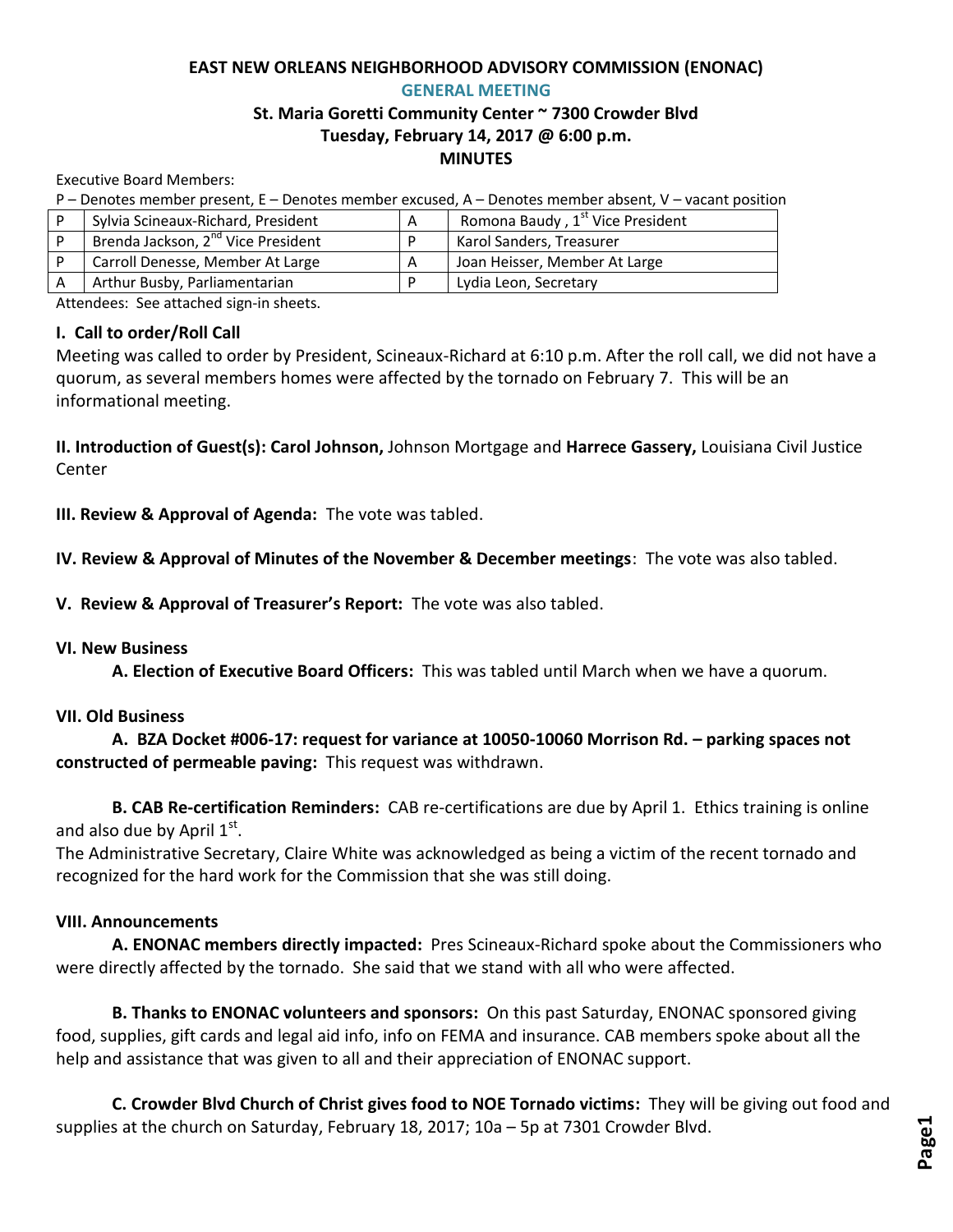# EAST NEW ORLEANS NEIGHBORHOOD ADVISORY COMMISSION (ENONAC)

## GENERAL MEETING

### St. Maria Goretti Community Center ~ 7300 Crowder Blvd
### Tuesday, February 14, 2017 @ 6:00 p.m.
### MINUTES

Executive Board Members:

P – Denotes member present, E – Denotes member excused, A – Denotes member absent, V – vacant position

| | | | |
|---|---|---|---|
| P | Sylvia Scineaux-Richard, President | A | Romona Baudy , 1st Vice President |
| P | Brenda Jackson, 2nd Vice President | P | Karol Sanders, Treasurer |
| P | Carroll Denesse, Member At Large | A | Joan Heisser, Member At Large |
| A | Arthur Busby, Parliamentarian | P | Lydia Leon, Secretary |

Attendees: See attached sign-in sheets.

**I. Call to order/Roll Call**

Meeting was called to order by President, Scineaux-Richard at 6:10 p.m. After the roll call, we did not have a quorum, as several members homes were affected by the tornado on February 7. This will be an informational meeting.

**II. Introduction of Guest(s): Carol Johnson,** Johnson Mortgage and **Harrece Gassery,** Louisiana Civil Justice Center

**III. Review & Approval of Agenda:** The vote was tabled.

**IV. Review & Approval of Minutes of the November & December meetings**: The vote was also tabled.

**V. Review & Approval of Treasurer's Report:** The vote was also tabled.

**VI. New Business**

**A. Election of Executive Board Officers:** This was tabled until March when we have a quorum.

**VII. Old Business**

**A. BZA Docket #006-17: request for variance at 10050-10060 Morrison Rd. – parking spaces not constructed of permeable paving:** This request was withdrawn.

**B. CAB Re-certification Reminders:** CAB re-certifications are due by April 1. Ethics training is online and also due by April 1st.

The Administrative Secretary, Claire White was acknowledged as being a victim of the recent tornado and recognized for the hard work for the Commission that she was still doing.

**VIII. Announcements**

**A. ENONAC members directly impacted:** Pres Scineaux-Richard spoke about the Commissioners who were directly affected by the tornado. She said that we stand with all who were affected.

**B. Thanks to ENONAC volunteers and sponsors:** On this past Saturday, ENONAC sponsored giving food, supplies, gift cards and legal aid info, info on FEMA and insurance. CAB members spoke about all the help and assistance that was given to all and their appreciation of ENONAC support.

**C. Crowder Blvd Church of Christ gives food to NOE Tornado victims:** They will be giving out food and supplies at the church on Saturday, February 18, 2017; 10a – 5p at 7301 Crowder Blvd.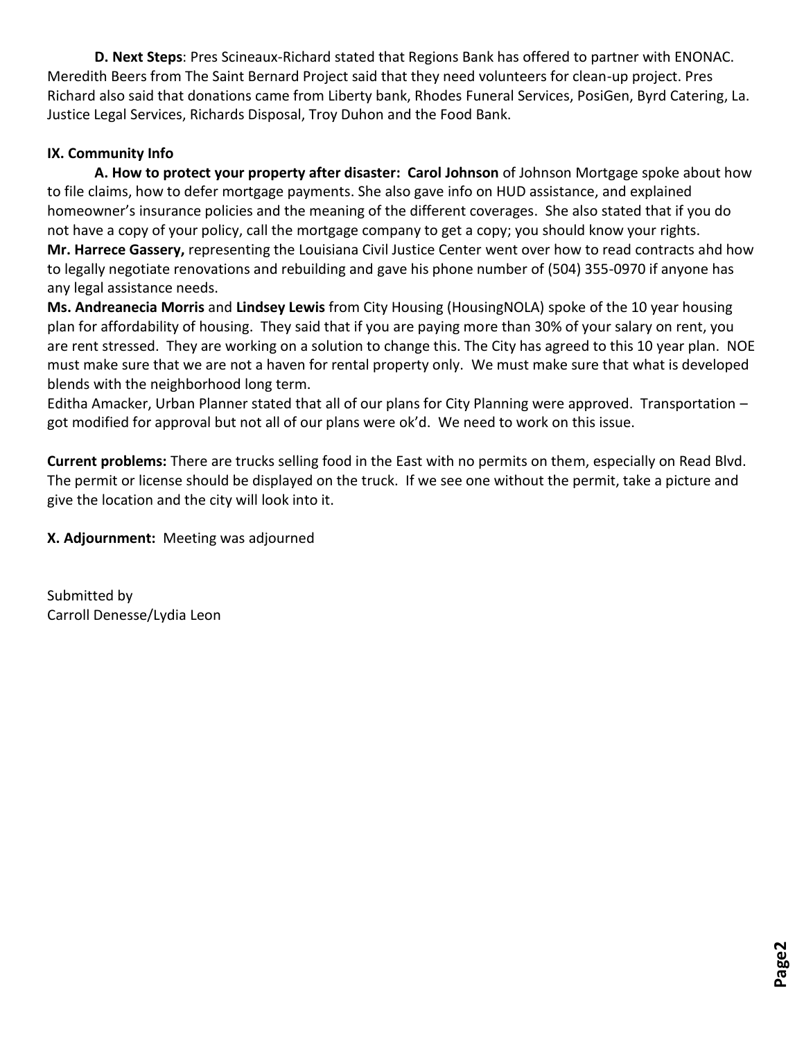**D. Next Steps**: Pres Scineaux-Richard stated that Regions Bank has offered to partner with ENONAC. Meredith Beers from The Saint Bernard Project said that they need volunteers for clean-up project. Pres Richard also said that donations came from Liberty bank, Rhodes Funeral Services, PosiGen, Byrd Catering, La. Justice Legal Services, Richards Disposal, Troy Duhon and the Food Bank.

**IX. Community Info**

**A. How to protect your property after disaster: Carol Johnson** of Johnson Mortgage spoke about how to file claims, how to defer mortgage payments. She also gave info on HUD assistance, and explained homeowner's insurance policies and the meaning of the different coverages. She also stated that if you do not have a copy of your policy, call the mortgage company to get a copy; you should know your rights.

**Mr. Harrece Gassery,** representing the Louisiana Civil Justice Center went over how to read contracts ahd how to legally negotiate renovations and rebuilding and gave his phone number of (504) 355-0970 if anyone has any legal assistance needs.

**Ms. Andreanecia Morris** and **Lindsey Lewis** from City Housing (HousingNOLA) spoke of the 10 year housing plan for affordability of housing. They said that if you are paying more than 30% of your salary on rent, you are rent stressed. They are working on a solution to change this. The City has agreed to this 10 year plan. NOE must make sure that we are not a haven for rental property only. We must make sure that what is developed blends with the neighborhood long term.

Editha Amacker, Urban Planner stated that all of our plans for City Planning were approved. Transportation – got modified for approval but not all of our plans were ok'd. We need to work on this issue.

**Current problems:** There are trucks selling food in the East with no permits on them, especially on Read Blvd. The permit or license should be displayed on the truck. If we see one without the permit, take a picture and give the location and the city will look into it.

**X. Adjournment:** Meeting was adjourned

Submitted by
Carroll Denesse/Lydia Leon